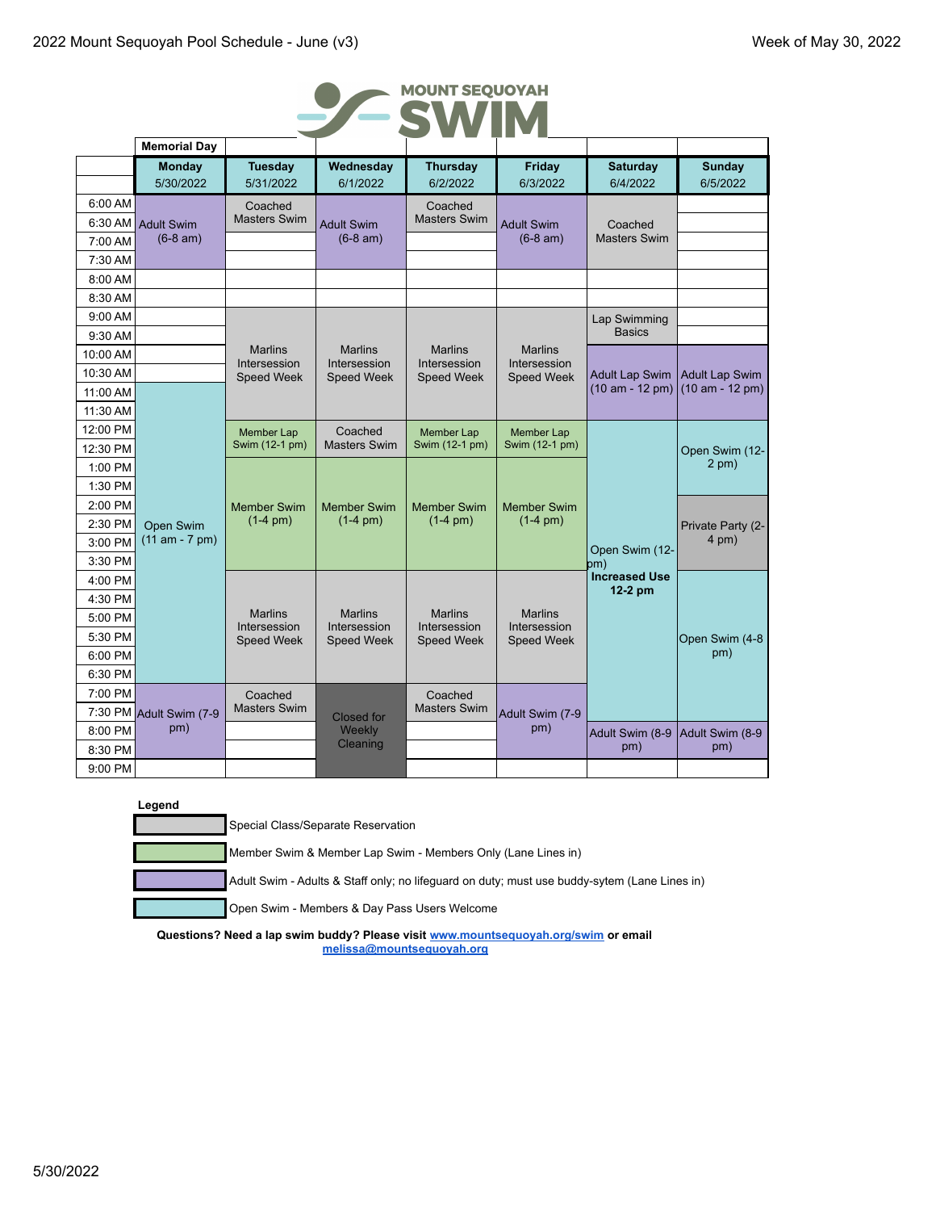2022 Mount Sequoyah Pool Schedule - June (v3)

Week of May 30, 2022

MOUNT SEQUOYAH SWIM

| | Memorial Day<br>Monday<br>5/30/2022 | Tuesday<br>5/31/2022 | Wednesday<br>6/1/2022 | Thursday<br>6/2/2022 | Friday<br>6/3/2022 | Saturday<br>6/4/2022 | Sunday<br>6/5/2022 |
|---|---|---|---|---|---|---|---|
| 6:00 AM | Adult Swim (6-8 am) | Coached Masters Swim | Adult Swim (6-8 am) | Coached Masters Swim | Adult Swim (6-8 am) | Coached Masters Swim | |
| 6:30 AM | | | | | | | |
| 7:00 AM | | | | | | | |
| 7:30 AM | | | | | | | |
| 8:00 AM | | | | | | | |
| 8:30 AM | | | | | | | |
| 9:00 AM | | Marlins Intersession Speed Week | Marlins Intersession Speed Week | Marlins Intersession Speed Week | Marlins Intersession Speed Week | Lap Swimming Basics | |
| 9:30 AM | | | | | | | |
| 10:00 AM | | | | | | Adult Lap Swim (10 am - 12 pm) | Adult Lap Swim (10 am - 12 pm) |
| 10:30 AM | | | | | | | |
| 11:00 AM | Open Swim (11 am - 7 pm) | | | | | | |
| 11:30 AM | | | | | | | |
| 12:00 PM | | Member Lap Swim (12-1 pm) | Coached Masters Swim | Member Lap Swim (12-1 pm) | Member Lap Swim (12-1 pm) | Open Swim (12-8 pm)<br>**Increased Use 12-2 pm** | Open Swim (12-2 pm) |
| 12:30 PM | | | | | | | |
| 1:00 PM | | Member Swim (1-4 pm) | Member Swim (1-4 pm) | Member Swim (1-4 pm) | Member Swim (1-4 pm) | | |
| 1:30 PM | | | | | | | |
| 2:00 PM | | | | | | | Private Party (2-4 pm) |
| 2:30 PM | | | | | | | |
| 3:00 PM | | | | | | | |
| 3:30 PM | | | | | | | |
| 4:00 PM | | Marlins Intersession Speed Week | Marlins Intersession Speed Week | Marlins Intersession Speed Week | Marlins Intersession Speed Week | | Open Swim (4-8 pm) |
| 4:30 PM | | | | | | | |
| 5:00 PM | | | | | | | |
| 5:30 PM | | | | | | | |
| 6:00 PM | | | | | | | |
| 6:30 PM | | | | | | | |
| 7:00 PM | Adult Swim (7-9 pm) | Coached Masters Swim | Closed for Weekly Cleaning | Coached Masters Swim | Adult Swim (7-9 pm) | | |
| 7:30 PM | | | | | | | |
| 8:00 PM | | | | | | Adult Swim (8-9 pm) | Adult Swim (8-9 pm) |
| 8:30 PM | | | | | | | |
| 9:00 PM | | | | | | | |

**Legend**

- (Gray) Special Class/Separate Reservation
- (Green) Member Swim & Member Lap Swim - Members Only (Lane Lines in)
- (Purple) Adult Swim - Adults & Staff only; no lifeguard on duty; must use buddy-sytem (Lane Lines in)
- (Blue) Open Swim - Members & Day Pass Users Welcome

**Questions? Need a lap swim buddy? Please visit www.mountsequoyah.org/swim or email melissa@mountsequoyah.org**

5/30/2022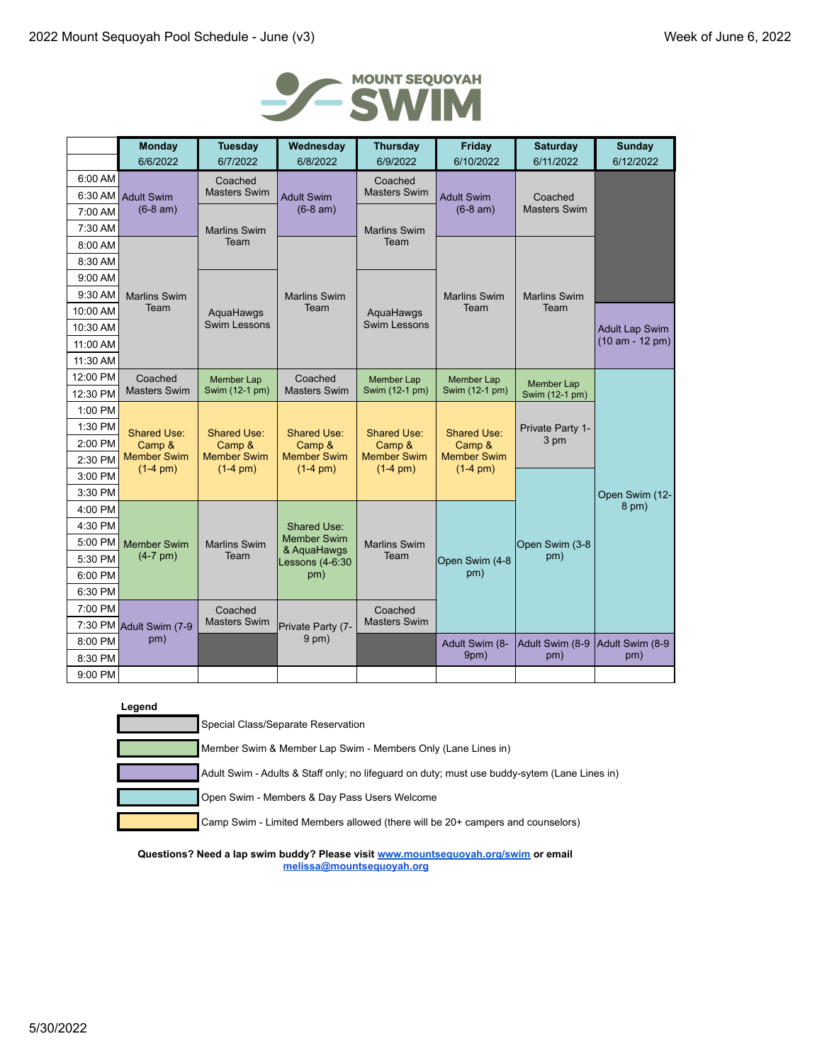2022 Mount Sequoyah Pool Schedule - June (v3)

Week of June 6, 2022

MOUNT SEQUOYAH SWIM

| | Monday 6/6/2022 | Tuesday 6/7/2022 | Wednesday 6/8/2022 | Thursday 6/9/2022 | Friday 6/10/2022 | Saturday 6/11/2022 | Sunday 6/12/2022 |
|---|---|---|---|---|---|---|---|
| 6:00 AM | Adult Swim (6-8 am) | Coached Masters Swim | Adult Swim (6-8 am) | Coached Masters Swim | Adult Swim (6-8 am) | Coached Masters Swim | |
| 6:30 AM | | | | | | | |
| 7:00 AM | | Marlins Swim Team | | Marlins Swim Team | | | |
| 7:30 AM | | | | | | | |
| 8:00 AM | Marlins Swim Team | | Marlins Swim Team | | Marlins Swim Team | Marlins Swim Team | |
| 8:30 AM | | | | | | | |
| 9:00 AM | | AquaHawgs Swim Lessons | | AquaHawgs Swim Lessons | | | |
| 9:30 AM | | | | | | | |
| 10:00 AM | | | | | | | Adult Lap Swim (10 am - 12 pm) |
| 10:30 AM | | | | | | | |
| 11:00 AM | | | | | | | |
| 11:30 AM | | | | | | | |
| 12:00 PM | Coached Masters Swim | Member Lap Swim (12-1 pm) | Coached Masters Swim | Member Lap Swim (12-1 pm) | Member Lap Swim (12-1 pm) | Member Lap Swim (12-1 pm) | Open Swim (12-8 pm) |
| 12:30 PM | | | | | | | |
| 1:00 PM | Shared Use: Camp & Member Swim (1-4 pm) | Shared Use: Camp & Member Swim (1-4 pm) | Shared Use: Camp & Member Swim (1-4 pm) | Shared Use: Camp & Member Swim (1-4 pm) | Shared Use: Camp & Member Swim (1-4 pm) | Private Party 1-3 pm | |
| 1:30 PM | | | | | | | |
| 2:00 PM | | | | | | | |
| 2:30 PM | | | | | | | |
| 3:00 PM | | | | | | Open Swim (3-8 pm) | |
| 3:30 PM | | | | | | | |
| 4:00 PM | Member Swim (4-7 pm) | Marlins Swim Team | Shared Use: Member Swim & AquaHawgs Lessons (4-6:30 pm) | Marlins Swim Team | Open Swim (4-8 pm) | | |
| 4:30 PM | | | | | | | |
| 5:00 PM | | | | | | | |
| 5:30 PM | | | | | | | |
| 6:00 PM | | | | | | | |
| 6:30 PM | | | | | | | |
| 7:00 PM | Adult Swim (7-9 pm) | Coached Masters Swim | Private Party (7-9 pm) | Coached Masters Swim | | | |
| 7:30 PM | | | | | | | |
| 8:00 PM | | | | | Adult Swim (8-9pm) | Adult Swim (8-9 pm) | Adult Swim (8-9 pm) |
| 8:30 PM | | | | | | | |
| 9:00 PM | | | | | | | |

**Legend**

- Special Class/Separate Reservation
- Member Swim & Member Lap Swim - Members Only (Lane Lines in)
- Adult Swim - Adults & Staff only; no lifeguard on duty; must use buddy-sytem (Lane Lines in)
- Open Swim - Members & Day Pass Users Welcome
- Camp Swim - Limited Members allowed (there will be 20+ campers and counselors)

**Questions? Need a lap swim buddy? Please visit [www.mountsequoyah.org/swim](www.mountsequoyah.org/swim) or email [melissa@mountsequoyah.org](mailto:melissa@mountsequoyah.org)**

5/30/2022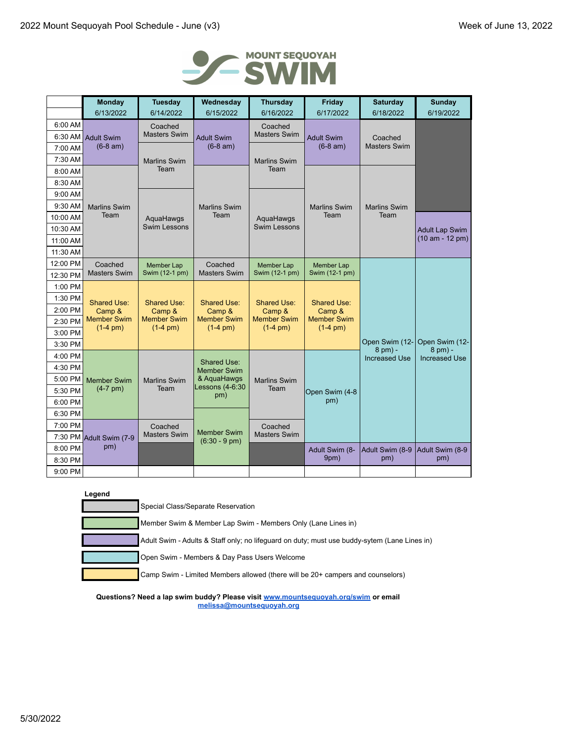2022 Mount Sequoyah Pool Schedule - June (v3)

Week of June 13, 2022

MOUNT SEQUOYAH SWIM

| | Monday 6/13/2022 | Tuesday 6/14/2022 | Wednesday 6/15/2022 | Thursday 6/16/2022 | Friday 6/17/2022 | Saturday 6/18/2022 | Sunday 6/19/2022 |
|---|---|---|---|---|---|---|---|
| 6:00 AM | Adult Swim (6-8 am) | Coached Masters Swim | Adult Swim (6-8 am) | Coached Masters Swim | Adult Swim (6-8 am) | Coached Masters Swim | |
| 6:30 AM | | | | | | | |
| 7:00 AM | | Marlins Swim Team | | Marlins Swim Team | | | |
| 7:30 AM | | | | | | | |
| 8:00 AM | Marlins Swim Team | | Marlins Swim Team | | Marlins Swim Team | Marlins Swim Team | |
| 8:30 AM | | | | | | | |
| 9:00 AM | | AquaHawgs Swim Lessons | | AquaHawgs Swim Lessons | | | |
| 9:30 AM | | | | | | | |
| 10:00 AM | | | | | | | Adult Lap Swim (10 am - 12 pm) |
| 10:30 AM | | | | | | | |
| 11:00 AM | | | | | | | |
| 11:30 AM | | | | | | | |
| 12:00 PM | Coached Masters Swim | Member Lap Swim (12-1 pm) | Coached Masters Swim | Member Lap Swim (12-1 pm) | Member Lap Swim (12-1 pm) | Open Swim (12-8 pm) - Increased Use | Open Swim (12-8 pm) - Increased Use |
| 12:30 PM | | | | | | | |
| 1:00 PM | Shared Use: Camp & Member Swim (1-4 pm) | Shared Use: Camp & Member Swim (1-4 pm) | Shared Use: Camp & Member Swim (1-4 pm) | Shared Use: Camp & Member Swim (1-4 pm) | Shared Use: Camp & Member Swim (1-4 pm) | | |
| 1:30 PM | | | | | | | |
| 2:00 PM | | | | | | | |
| 2:30 PM | | | | | | | |
| 3:00 PM | | | | | | | |
| 3:30 PM | | | | | | | |
| 4:00 PM | Member Swim (4-7 pm) | Marlins Swim Team | Shared Use: Member Swim & AquaHawgs Lessons (4-6:30 pm) | Marlins Swim Team | Open Swim (4-8 pm) | | |
| 4:30 PM | | | | | | | |
| 5:00 PM | | | | | | | |
| 5:30 PM | | | | | | | |
| 6:00 PM | | | | | | | |
| 6:30 PM | | | Member Swim (6:30 - 9 pm) | | | | |
| 7:00 PM | Adult Swim (7-9 pm) | Coached Masters Swim | | Coached Masters Swim | | | |
| 7:30 PM | | | | | | | |
| 8:00 PM | | | | | Adult Swim (8-9pm) | Adult Swim (8-9 pm) | Adult Swim (8-9 pm) |
| 8:30 PM | | | | | | | |
| 9:00 PM | | | | | | | |

**Legend**

- Special Class/Separate Reservation (gray)
- Member Swim & Member Lap Swim - Members Only (Lane Lines in) (green)
- Adult Swim - Adults & Staff only; no lifeguard on duty; must use buddy-sytem (Lane Lines in) (purple)
- Open Swim - Members & Day Pass Users Welcome (blue)
- Camp Swim - Limited Members allowed (there will be 20+ campers and counselors) (yellow)

**Questions? Need a lap swim buddy? Please visit [www.mountsequoyah.org/swim](http://www.mountsequoyah.org/swim) or email [melissa@mountsequoyah.org](mailto:melissa@mountsequoyah.org)**

5/30/2022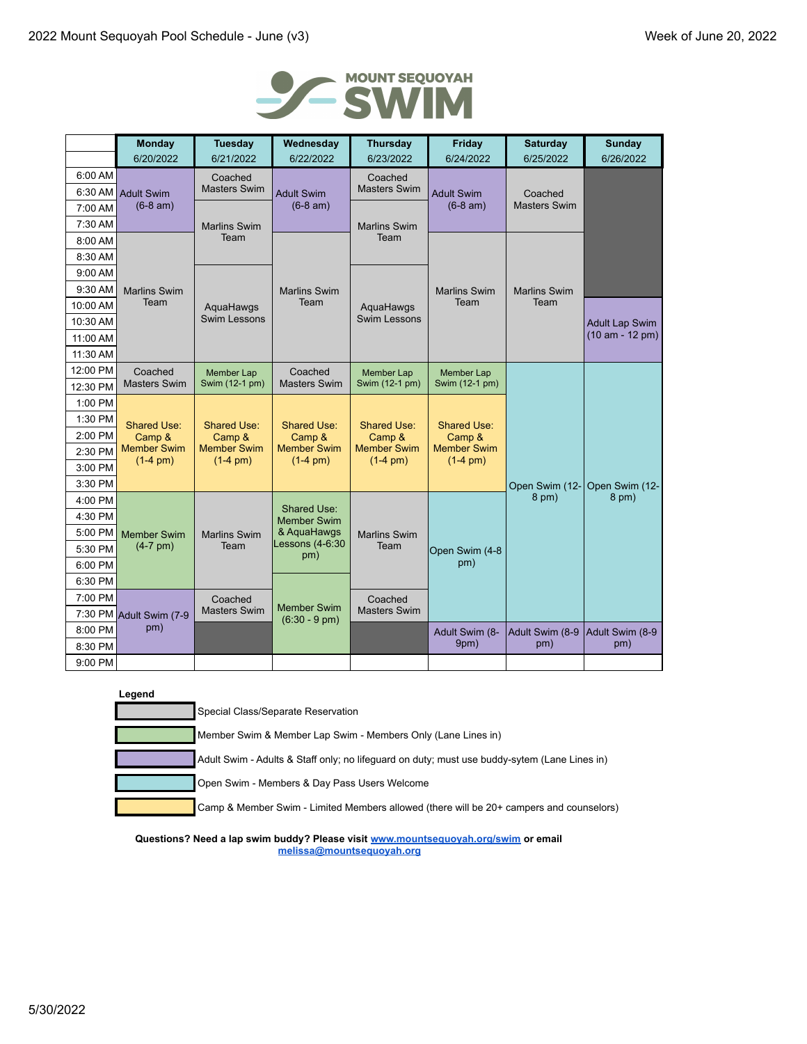2022 Mount Sequoyah Pool Schedule - June (v3)

Week of June 20, 2022

MOUNT SEQUOYAH SWIM

| | Monday 6/20/2022 | Tuesday 6/21/2022 | Wednesday 6/22/2022 | Thursday 6/23/2022 | Friday 6/24/2022 | Saturday 6/25/2022 | Sunday 6/26/2022 |
|---|---|---|---|---|---|---|---|
| 6:00 AM | Adult Swim (6-8 am) | Coached Masters Swim | Adult Swim (6-8 am) | Coached Masters Swim | Adult Swim (6-8 am) | Coached Masters Swim | |
| 6:30 AM | | | | | | | |
| 7:00 AM | | Marlins Swim Team | | Marlins Swim Team | | | |
| 7:30 AM | | | | | | | |
| 8:00 AM | Marlins Swim Team | | Marlins Swim Team | | Marlins Swim Team | Marlins Swim Team | |
| 8:30 AM | | | | | | | |
| 9:00 AM | | AquaHawgs Swim Lessons | | AquaHawgs Swim Lessons | | | |
| 9:30 AM | | | | | | | |
| 10:00 AM | | | | | | | Adult Lap Swim (10 am - 12 pm) |
| 10:30 AM | | | | | | | |
| 11:00 AM | | | | | | | |
| 11:30 AM | | | | | | | |
| 12:00 PM | Coached Masters Swim | Member Lap Swim (12-1 pm) | Coached Masters Swim | Member Lap Swim (12-1 pm) | Member Lap Swim (12-1 pm) | Open Swim (12-8 pm) | Open Swim (12-8 pm) |
| 12:30 PM | | | | | | | |
| 1:00 PM | Shared Use: Camp & Member Swim (1-4 pm) | Shared Use: Camp & Member Swim (1-4 pm) | Shared Use: Camp & Member Swim (1-4 pm) | Shared Use: Camp & Member Swim (1-4 pm) | Shared Use: Camp & Member Swim (1-4 pm) | | |
| 1:30 PM | | | | | | | |
| 2:00 PM | | | | | | | |
| 2:30 PM | | | | | | | |
| 3:00 PM | | | | | | | |
| 3:30 PM | | | | | | | |
| 4:00 PM | Member Swim (4-7 pm) | Marlins Swim Team | Shared Use: Member Swim & AquaHawgs Lessons (4-6:30 pm) | Marlins Swim Team | Open Swim (4-8 pm) | | |
| 4:30 PM | | | | | | | |
| 5:00 PM | | | | | | | |
| 5:30 PM | | | | | | | |
| 6:00 PM | | | | | | | |
| 6:30 PM | | | Member Swim (6:30 - 9 pm) | | | | |
| 7:00 PM | Adult Swim (7-9 pm) | Coached Masters Swim | | Coached Masters Swim | | | |
| 7:30 PM | | | | | | | |
| 8:00 PM | | | | | Adult Swim (8-9pm) | Adult Swim (8-9 pm) | Adult Swim (8-9 pm) |
| 8:30 PM | | | | | | | |
| 9:00 PM | | | | | | | |

**Legend**

- Special Class/Separate Reservation (gray)
- Member Swim & Member Lap Swim - Members Only (Lane Lines in) (green)
- Adult Swim - Adults & Staff only; no lifeguard on duty; must use buddy-sytem (Lane Lines in) (purple)
- Open Swim - Members & Day Pass Users Welcome (blue)
- Camp & Member Swim - Limited Members allowed (there will be 20+ campers and counselors) (yellow)

**Questions? Need a lap swim buddy? Please visit [www.mountsequoyah.org/swim](www.mountsequoyah.org/swim) or email [melissa@mountsequoyah.org](mailto:melissa@mountsequoyah.org)**

5/30/2022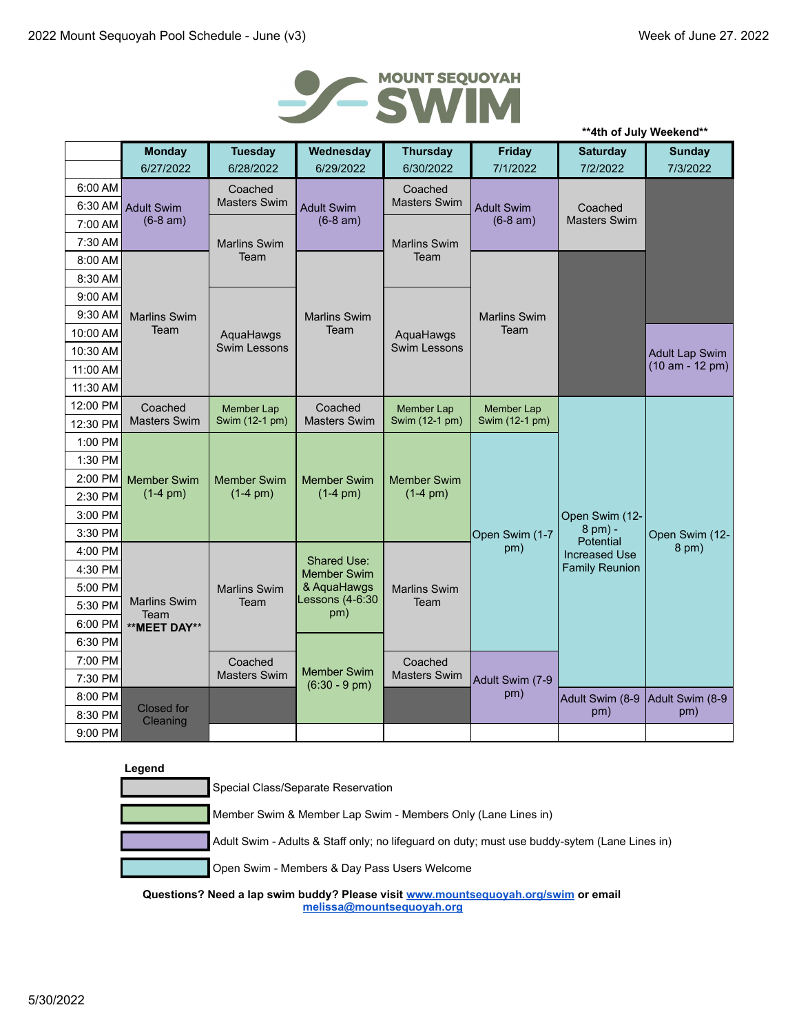2022 Mount Sequoyah Pool Schedule - June (v3)

Week of June 27. 2022

MOUNT SEQUOYAH SWIM

**4th of July Weekend**

| | Monday 6/27/2022 | Tuesday 6/28/2022 | Wednesday 6/29/2022 | Thursday 6/30/2022 | Friday 7/1/2022 | Saturday 7/2/2022 | Sunday 7/3/2022 |
|---|---|---|---|---|---|---|---|
| 6:00 AM | Adult Swim (6-8 am) | Coached Masters Swim | Adult Swim (6-8 am) | Coached Masters Swim | Adult Swim (6-8 am) | Coached Masters Swim | |
| 6:30 AM | | | | | | | |
| 7:00 AM | | Marlins Swim Team | | Marlins Swim Team | | | |
| 7:30 AM | | | | | | | |
| 8:00 AM | Marlins Swim Team | | Marlins Swim Team | | Marlins Swim Team | | |
| 8:30 AM | | | | | | | |
| 9:00 AM | | AquaHawgs Swim Lessons | | AquaHawgs Swim Lessons | | | |
| 9:30 AM | | | | | | | |
| 10:00 AM | | | | | | | Adult Lap Swim (10 am - 12 pm) |
| 10:30 AM | | | | | | | |
| 11:00 AM | | | | | | | |
| 11:30 AM | | | | | | | |
| 12:00 PM | Coached Masters Swim | Member Lap Swim (12-1 pm) | Coached Masters Swim | Member Lap Swim (12-1 pm) | Member Lap Swim (12-1 pm) | Open Swim (12-8 pm) - Potential Increased Use Family Reunion | Open Swim (12-8 pm) |
| 12:30 PM | | | | | | | |
| 1:00 PM | Member Swim (1-4 pm) | Member Swim (1-4 pm) | Member Swim (1-4 pm) | Member Swim (1-4 pm) | Open Swim (1-7 pm) | | |
| 1:30 PM | | | | | | | |
| 2:00 PM | | | | | | | |
| 2:30 PM | | | | | | | |
| 3:00 PM | | | | | | | |
| 3:30 PM | | | | | | | |
| 4:00 PM | Marlins Swim Team **MEET DAY** | Marlins Swim Team | Shared Use: Member Swim & AquaHawgs Lessons (4-6:30 pm) | Marlins Swim Team | | | |
| 4:30 PM | | | | | | | |
| 5:00 PM | | | | | | | |
| 5:30 PM | | | | | | | |
| 6:00 PM | | | | | | | |
| 6:30 PM | | | Member Swim (6:30 - 9 pm) | | | | |
| 7:00 PM | | Coached Masters Swim | | Coached Masters Swim | Adult Swim (7-9 pm) | | |
| 7:30 PM | | | | | | | |
| 8:00 PM | Closed for Cleaning | | | | | Adult Swim (8-9 pm) | Adult Swim (8-9 pm) |
| 8:30 PM | | | | | | | |
| 9:00 PM | | | | | | | |

**Legend**

- Special Class/Separate Reservation
- Member Swim & Member Lap Swim - Members Only (Lane Lines in)
- Adult Swim - Adults & Staff only; no lifeguard on duty; must use buddy-sytem (Lane Lines in)
- Open Swim - Members & Day Pass Users Welcome

**Questions? Need a lap swim buddy? Please visit [www.mountsequoyah.org/swim](http://www.mountsequoyah.org/swim) or email [melissa@mountsequoyah.org](mailto:melissa@mountsequoyah.org)**

5/30/2022